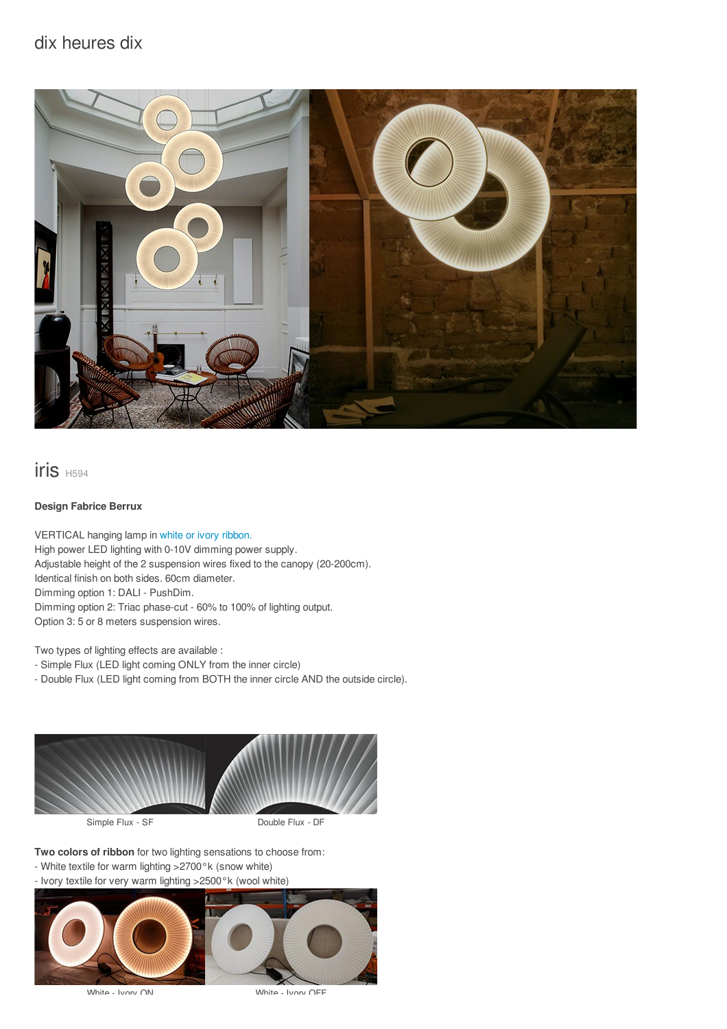dix heures dix

# iris H594

**Design Fabrice Berrux**

VERTICAL hanging lamp in white or ivory ribbon.
High power LED lighting with 0-10V dimming power supply.
Adjustable height of the 2 suspension wires fixed to the canopy (20-200cm).
Identical finish on both sides. 60cm diameter.
Dimming option 1: DALI - PushDim.
Dimming option 2: Triac phase-cut - 60% to 100% of lighting output.
Option 3: 5 or 8 meters suspension wires.

Two types of lighting effects are available :
- Simple Flux (LED light coming ONLY from the inner circle)
- Double Flux (LED light coming from BOTH the inner circle AND the outside circle).

Simple Flux - SF

Double Flux - DF

**Two colors of ribbon** for two lighting sensations to choose from:
- White textile for warm lighting >2700°k (snow white)
- Ivory textile for very warm lighting >2500°k (wool white)

White - Ivory ON

White - Ivory OFF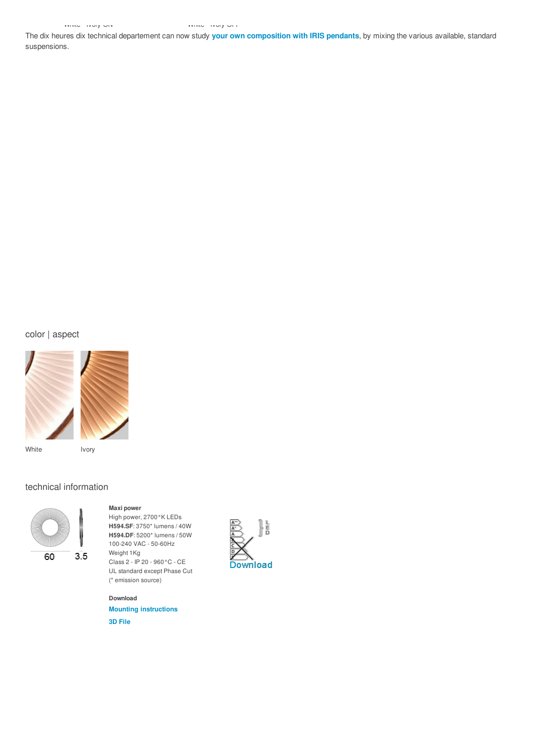The dix heures dix technical departement can now study **your own composition with IRIS pendants**, by mixing the various available, standard suspensions.

## color | aspect

White

Ivory

## technical information

60

3.5

**Maxi power**
High power, 2700°K LEDs
**H594.SF**: 3750* lumens / 40W
**H594.DF**: 5200* lumens / 50W
100-240 VAC - 50-60Hz
Weight 1Kg
Class 2 - IP 20 - 960°C - CE
UL standard except Phase Cut
(* emission source)

**Download**

**Mounting instructions**

**3D File**

Download